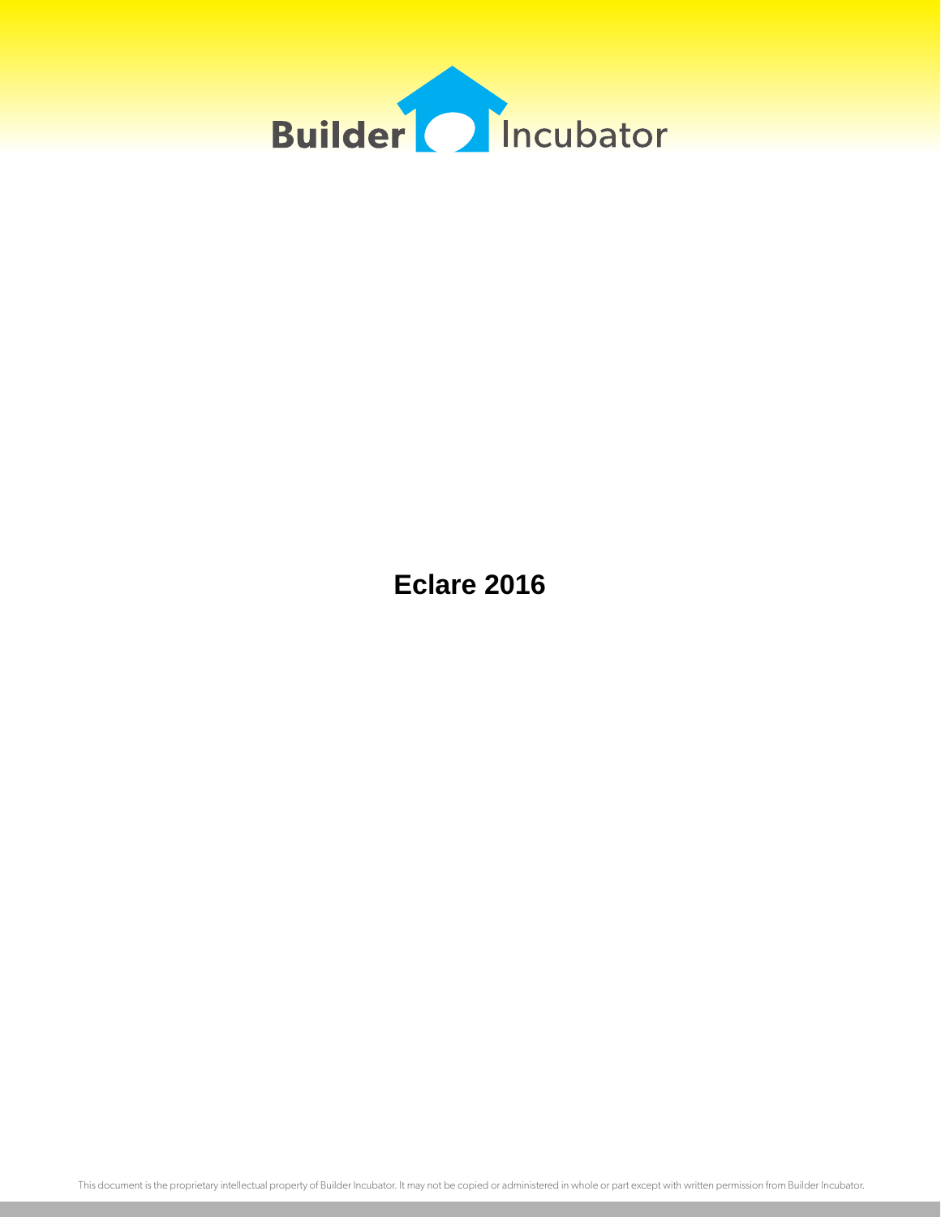Builder Incubator

# Eclare 2016

This document is the proprietary intellectual property of Builder Incubator. It may not be copied or administered in whole or part except with written permission from Builder Incubator.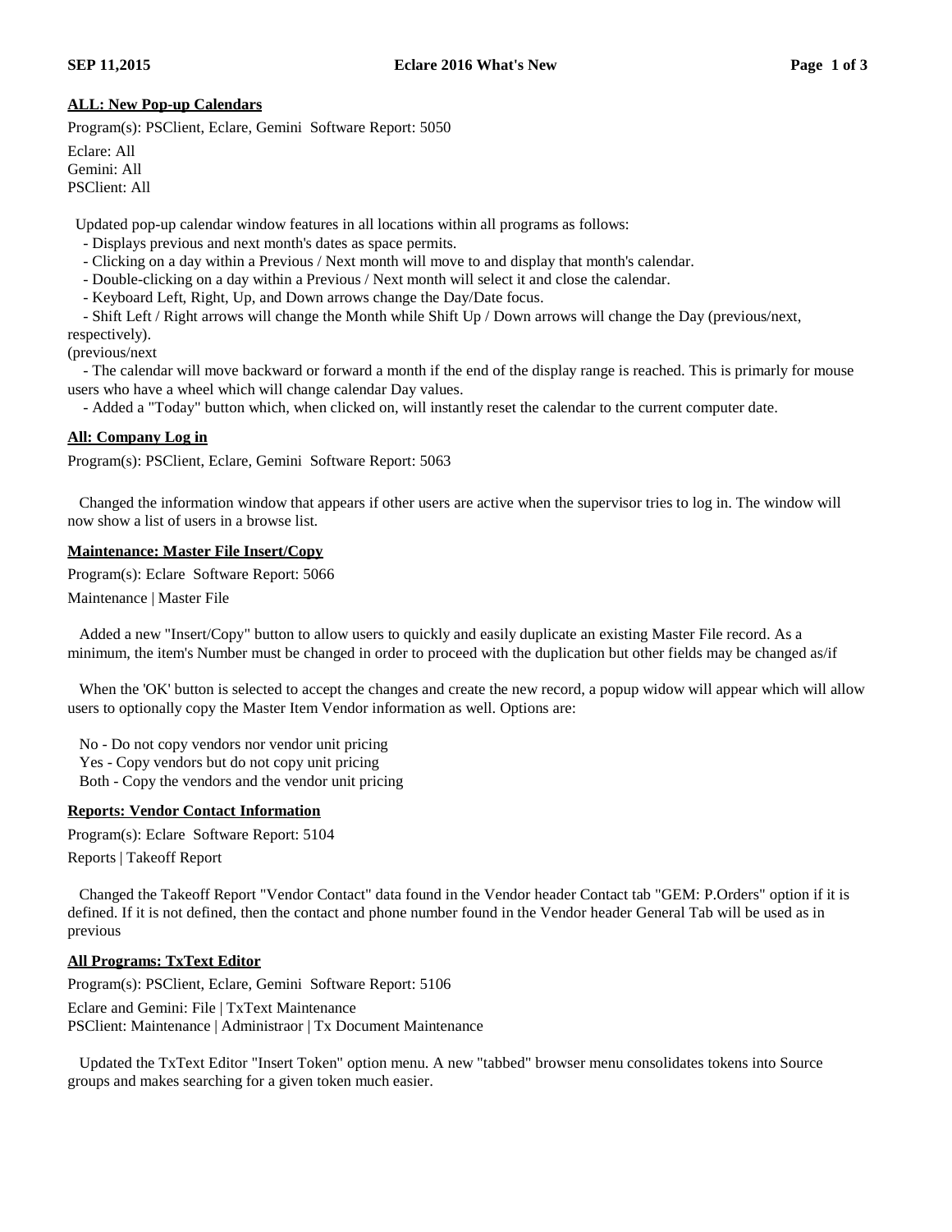**ALL: New Pop-up Calendars**

Program(s): PSClient, Eclare, Gemini  Software Report: 5050

Eclare: All  
Gemini: All  
PSClient: All

Updated pop-up calendar window features in all locations within all programs as follows:

- Displays previous and next month's dates as space permits.
- Clicking on a day within a Previous / Next month will move to and display that month's calendar.
- Double-clicking on a day within a Previous / Next month will select it and close the calendar.
- Keyboard Left, Right, Up, and Down arrows change the Day/Date focus.
- Shift Left / Right arrows will change the Month while Shift Up / Down arrows will change the Day (previous/next, respectively).

(previous/next

- The calendar will move backward or forward a month if the end of the display range is reached. This is primarily for mouse users who have a wheel which will change calendar Day values.
- Added a "Today" button which, when clicked on, will instantly reset the calendar to the current computer date.

**All: Company Log in**

Program(s): PSClient, Eclare, Gemini  Software Report: 5063

Changed the information window that appears if other users are active when the supervisor tries to log in. The window will now show a list of users in a browse list.

**Maintenance: Master File Insert/Copy**

Program(s): Eclare  Software Report: 5066

Maintenance | Master File

Added a new "Insert/Copy" button to allow users to quickly and easily duplicate an existing Master File record. As a minimum, the item's Number must be changed in order to proceed with the duplication but other fields may be changed as/if

When the 'OK' button is selected to accept the changes and create the new record, a popup widow will appear which will allow users to optionally copy the Master Item Vendor information as well. Options are:

No - Do not copy vendors nor vendor unit pricing  
Yes - Copy vendors but do not copy unit pricing  
Both - Copy the vendors and the vendor unit pricing

**Reports: Vendor Contact Information**

Program(s): Eclare  Software Report: 5104

Reports | Takeoff Report

Changed the Takeoff Report "Vendor Contact" data found in the Vendor header Contact tab "GEM: P.Orders" option if it is defined. If it is not defined, then the contact and phone number found in the Vendor header General Tab will be used as in previous

**All Programs: TxText Editor**

Program(s): PSClient, Eclare, Gemini  Software Report: 5106

Eclare and Gemini: File | TxText Maintenance  
PSClient: Maintenance | Administraor | Tx Document Maintenance

Updated the TxText Editor "Insert Token" option menu. A new "tabbed" browser menu consolidates tokens into Source groups and makes searching for a given token much easier.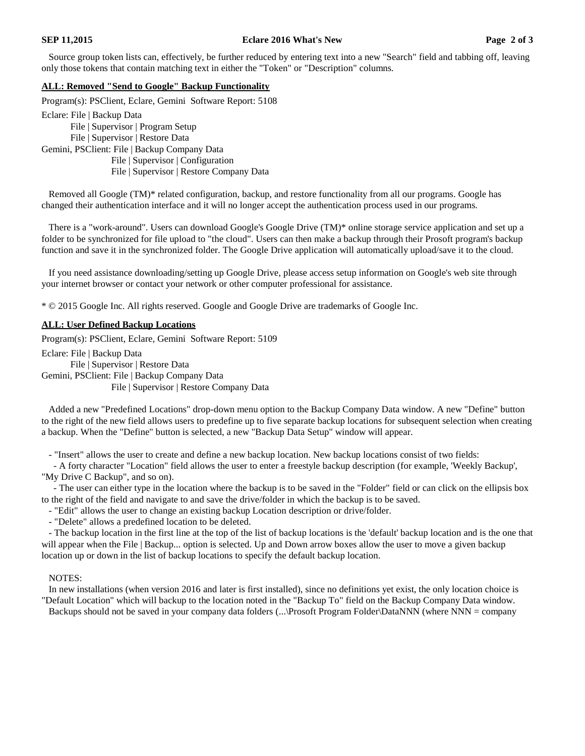Source group token lists can, effectively, be further reduced by entering text into a new "Search" field and tabbing off, leaving only those tokens that contain matching text in either the "Token" or "Description" columns.

**ALL: Removed "Send to Google" Backup Functionality**

Program(s): PSClient, Eclare, Gemini  Software Report: 5108

Eclare: File | Backup Data
        File | Supervisor | Program Setup
        File | Supervisor | Restore Data
Gemini, PSClient: File | Backup Company Data
        File | Supervisor | Configuration
        File | Supervisor | Restore Company Data

Removed all Google (TM)* related configuration, backup, and restore functionality from all our programs. Google has changed their authentication interface and it will no longer accept the authentication process used in our programs.

There is a "work-around". Users can download Google's Google Drive (TM)* online storage service application and set up a folder to be synchronized for file upload to "the cloud". Users can then make a backup through their Prosoft program's backup function and save it in the synchronized folder. The Google Drive application will automatically upload/save it to the cloud.

If you need assistance downloading/setting up Google Drive, please access setup information on Google's web site through your internet browser or contact your network or other computer professional for assistance.

* © 2015 Google Inc. All rights reserved. Google and Google Drive are trademarks of Google Inc.

**ALL: User Defined Backup Locations**

Program(s): PSClient, Eclare, Gemini  Software Report: 5109

Eclare: File | Backup Data
        File | Supervisor | Restore Data
Gemini, PSClient: File | Backup Company Data
        File | Supervisor | Restore Company Data

Added a new "Predefined Locations" drop-down menu option to the Backup Company Data window. A new "Define" button to the right of the new field allows users to predefine up to five separate backup locations for subsequent selection when creating a backup. When the "Define" button is selected, a new "Backup Data Setup" window will appear.

- "Insert" allows the user to create and define a new backup location. New backup locations consist of two fields:
  - A forty character "Location" field allows the user to enter a freestyle backup description (for example, 'Weekly Backup', "My Drive C Backup", and so on).
  - The user can either type in the location where the backup is to be saved in the "Folder" field or can click on the ellipsis box to the right of the field and navigate to and save the drive/folder in which the backup is to be saved.
- "Edit" allows the user to change an existing backup Location description or drive/folder.
- "Delete" allows a predefined location to be deleted.
- The backup location in the first line at the top of the list of backup locations is the 'default' backup location and is the one that will appear when the File | Backup... option is selected. Up and Down arrow boxes allow the user to move a given backup location up or down in the list of backup locations to specify the default backup location.

NOTES:
In new installations (when version 2016 and later is first installed), since no definitions yet exist, the only location choice is "Default Location" which will backup to the location noted in the "Backup To" field on the Backup Company Data window.
Backups should not be saved in your company data folders (...\Prosoft Program Folder\DataNNN (where NNN = company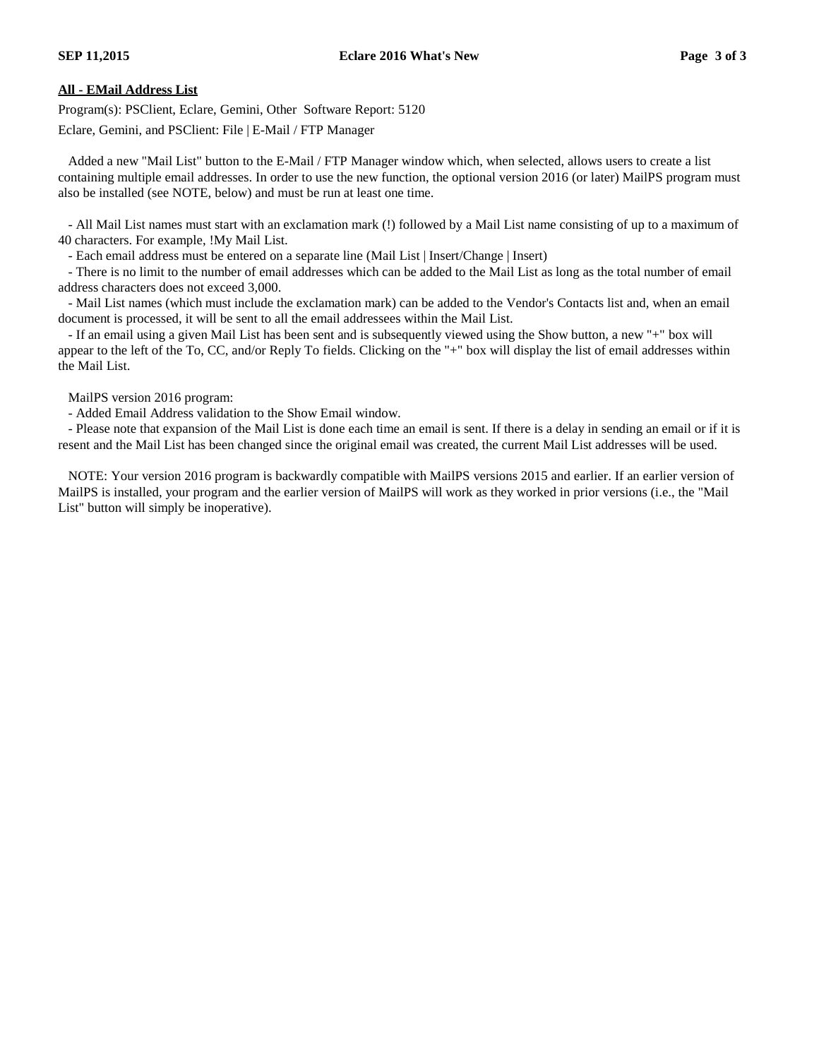**All - EMail Address List**

Program(s): PSClient, Eclare, Gemini, Other  Software Report: 5120

Eclare, Gemini, and PSClient: File | E-Mail / FTP Manager

Added a new "Mail List" button to the E-Mail / FTP Manager window which, when selected, allows users to create a list containing multiple email addresses. In order to use the new function, the optional version 2016 (or later) MailPS program must also be installed (see NOTE, below) and must be run at least one time.

- All Mail List names must start with an exclamation mark (!) followed by a Mail List name consisting of up to a maximum of 40 characters. For example, !My Mail List.
- Each email address must be entered on a separate line (Mail List | Insert/Change | Insert)
- There is no limit to the number of email addresses which can be added to the Mail List as long as the total number of email address characters does not exceed 3,000.
- Mail List names (which must include the exclamation mark) can be added to the Vendor's Contacts list and, when an email document is processed, it will be sent to all the email addressees within the Mail List.
- If an email using a given Mail List has been sent and is subsequently viewed using the Show button, a new "+" box will appear to the left of the To, CC, and/or Reply To fields. Clicking on the "+" box will display the list of email addresses within the Mail List.

MailPS version 2016 program:

- Added Email Address validation to the Show Email window.
- Please note that expansion of the Mail List is done each time an email is sent. If there is a delay in sending an email or if it is resent and the Mail List has been changed since the original email was created, the current Mail List addresses will be used.

NOTE: Your version 2016 program is backwardly compatible with MailPS versions 2015 and earlier. If an earlier version of MailPS is installed, your program and the earlier version of MailPS will work as they worked in prior versions (i.e., the "Mail List" button will simply be inoperative).